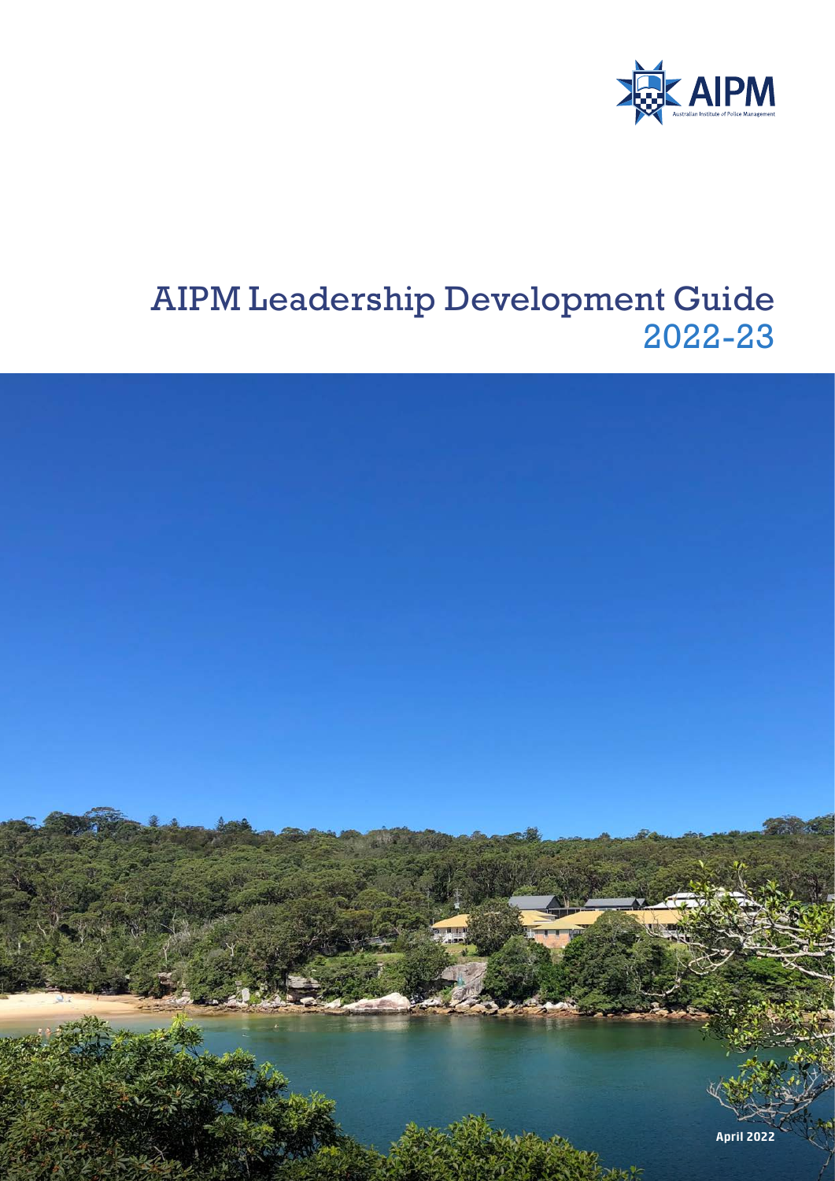AIPM

Australian Institute of Police Management

# AIPM Leadership Development Guide 2022-23

**April 2022**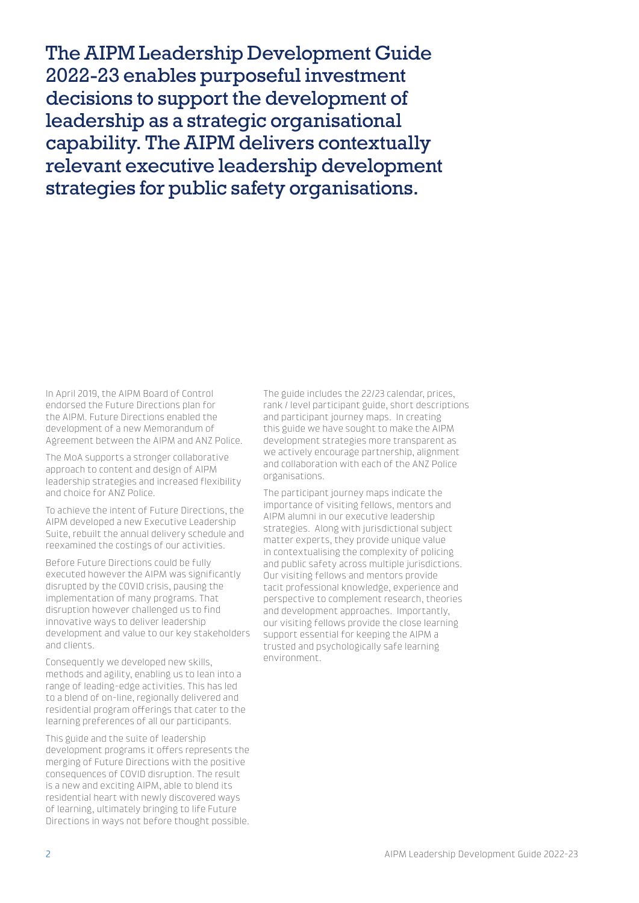# The AIPM Leadership Development Guide 2022-23 enables purposeful investment decisions to support the development of leadership as a strategic organisational capability. The AIPM delivers contextually relevant executive leadership development strategies for public safety organisations.

In April 2019, the AIPM Board of Control endorsed the Future Directions plan for the AIPM. Future Directions enabled the development of a new Memorandum of Agreement between the AIPM and ANZ Police.

The MoA supports a stronger collaborative approach to content and design of AIPM leadership strategies and increased flexibility and choice for ANZ Police.

To achieve the intent of Future Directions, the AIPM developed a new Executive Leadership Suite, rebuilt the annual delivery schedule and reexamined the costings of our activities.

Before Future Directions could be fully executed however the AIPM was significantly disrupted by the COVID crisis, pausing the implementation of many programs. That disruption however challenged us to find innovative ways to deliver leadership development and value to our key stakeholders and clients.

Consequently we developed new skills, methods and agility, enabling us to lean into a range of leading-edge activities. This has led to a blend of on-line, regionally delivered and residential program offerings that cater to the learning preferences of all our participants.

This guide and the suite of leadership development programs it offers represents the merging of Future Directions with the positive consequences of COVID disruption. The result is a new and exciting AIPM, able to blend its residential heart with newly discovered ways of learning, ultimately bringing to life Future Directions in ways not before thought possible.

The guide includes the 22/23 calendar, prices, rank / level participant guide, short descriptions and participant journey maps. In creating this guide we have sought to make the AIPM development strategies more transparent as we actively encourage partnership, alignment and collaboration with each of the ANZ Police organisations.

The participant journey maps indicate the importance of visiting fellows, mentors and AIPM alumni in our executive leadership strategies. Along with jurisdictional subject matter experts, they provide unique value in contextualising the complexity of policing and public safety across multiple jurisdictions. Our visiting fellows and mentors provide tacit professional knowledge, experience and perspective to complement research, theories and development approaches. Importantly, our visiting fellows provide the close learning support essential for keeping the AIPM a trusted and psychologically safe learning environment.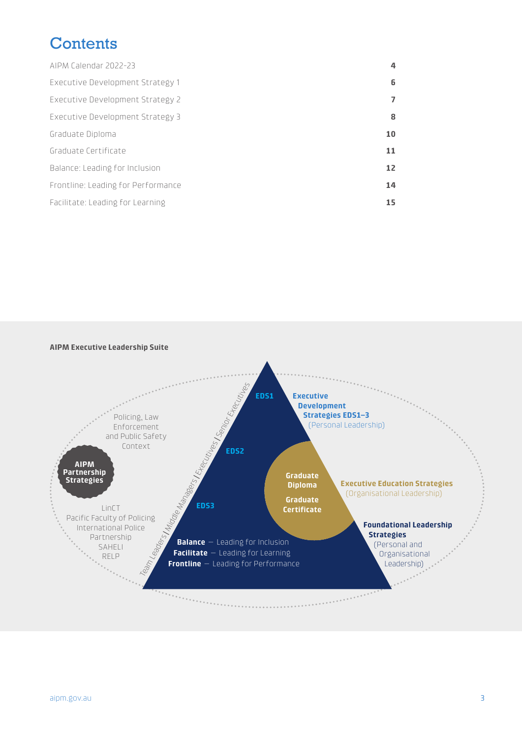# Contents

| | |
|---|---|
| AIPM Calendar 2022-23 | **4** |
| Executive Development Strategy 1 | **6** |
| Executive Development Strategy 2 | **7** |
| Executive Development Strategy 3 | **8** |
| Graduate Diploma | **10** |
| Graduate Certificate | **11** |
| Balance: Leading for Inclusion | **12** |
| Frontline: Leading for Performance | **14** |
| Facilitate: Leading for Learning | **15** |

**AIPM Executive Leadership Suite**

Policing, Law Enforcement and Public Safety Context

**AIPM Partnership Strategies**

LinCT
Pacific Faculty of Policing
International Police Partnership
SAHELI
RELP

Team Leaders | Middle Managers | Executives | Senior Executives

**EDS1**

**EDS2**

**EDS3**

**Executive Development Strategies EDS1–3** (Personal Leadership)

**Graduate Diploma**

**Graduate Certificate**

**Executive Education Strategies** (Organisational Leadership)

**Balance** — Leading for Inclusion
**Facilitate** — Leading for Learning
**Frontline** — Leading for Performance

**Foundational Leadership Strategies** (Personal and Organisational Leadership)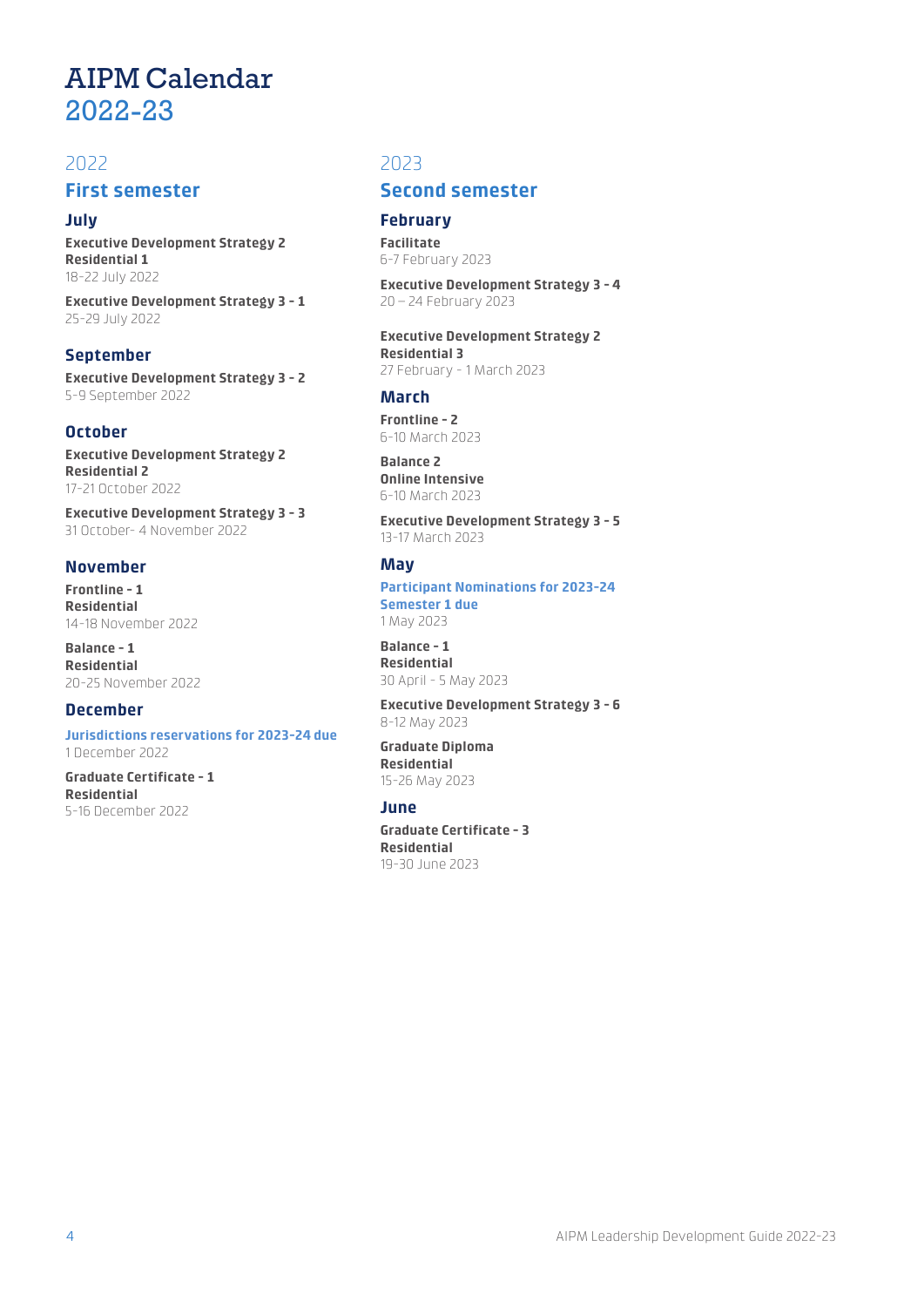# AIPM Calendar 2022-23

## 2022

### First semester

#### July

**Executive Development Strategy 2 Residential 1**
18-22 July 2022

**Executive Development Strategy 3 - 1**
25-29 July 2022

#### September

**Executive Development Strategy 3 - 2**
5-9 September 2022

#### October

**Executive Development Strategy 2 Residential 2**
17-21 October 2022

**Executive Development Strategy 3 - 3**
31 October- 4 November 2022

#### November

**Frontline - 1 Residential**
14-18 November 2022

**Balance - 1 Residential**
20-25 November 2022

#### December

**Jurisdictions reservations for 2023-24 due**
1 December 2022

**Graduate Certificate - 1 Residential**
5-16 December 2022

## 2023

### Second semester

#### February

**Facilitate**
6-7 February 2023

**Executive Development Strategy 3 - 4**
20 – 24 February 2023

**Executive Development Strategy 2 Residential 3**
27 February - 1 March 2023

#### March

**Frontline - 2**
6-10 March 2023

**Balance 2 Online Intensive**
6-10 March 2023

**Executive Development Strategy 3 - 5**
13-17 March 2023

#### May

**Participant Nominations for 2023-24 Semester 1 due**
1 May 2023

**Balance - 1 Residential**
30 April - 5 May 2023

**Executive Development Strategy 3 - 6**
8-12 May 2023

**Graduate Diploma Residential**
15-26 May 2023

#### June

**Graduate Certificate - 3 Residential**
19-30 June 2023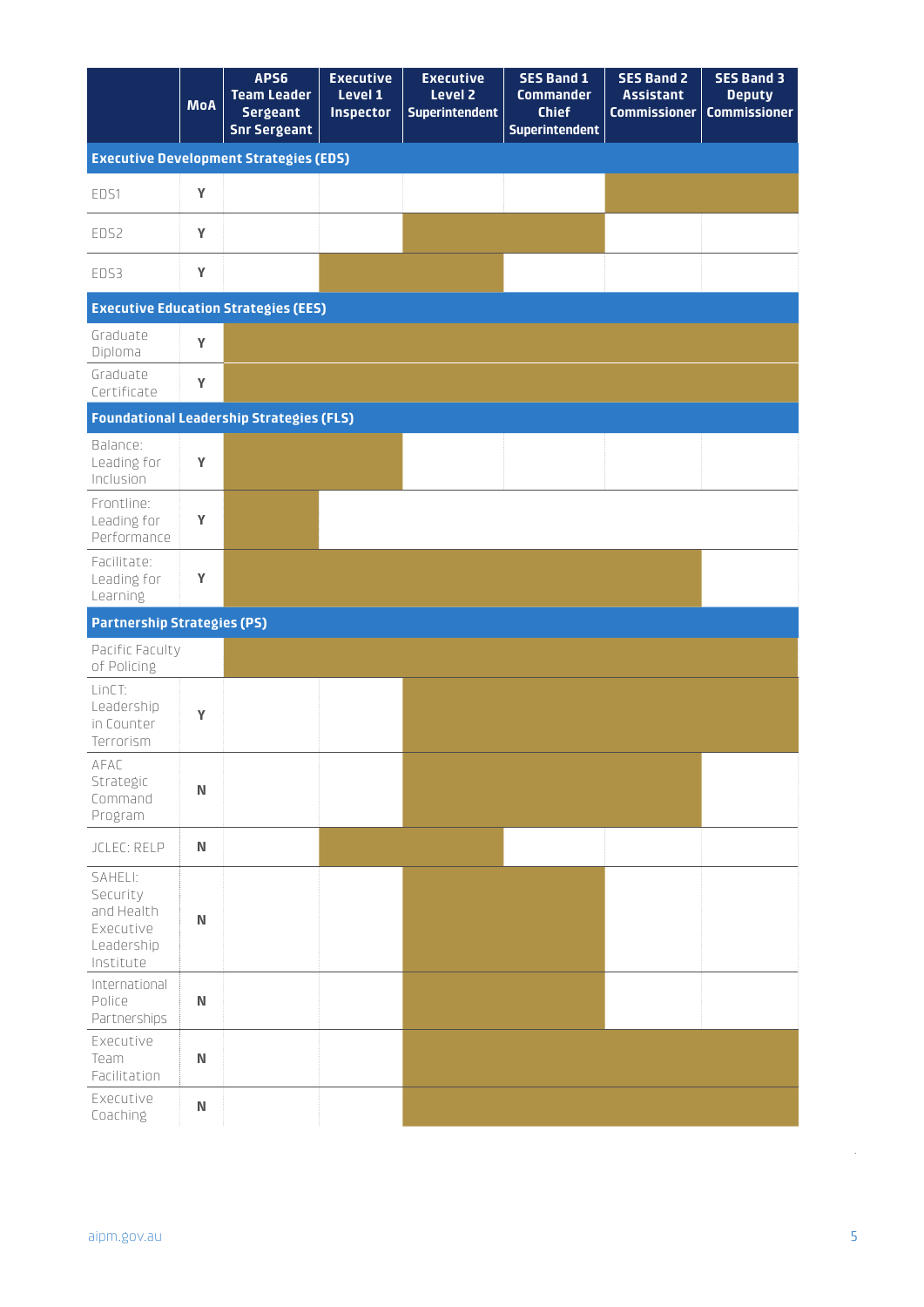| | MoA | APS6 Team Leader Sergeant Snr Sergeant | Executive Level 1 Inspector | Executive Level 2 Superintendent | SES Band 1 Commander Chief Superintendent | SES Band 2 Assistant Commissioner | SES Band 3 Deputy Commissioner |
|---|---|---|---|---|---|---|---|
| **Executive Development Strategies (EDS)** | | | | | | | |
| EDS1 | Y | | | | | ■ | ■ |
| EDS2 | Y | | | ■ | ■ | | |
| EDS3 | Y | | ■ | ■ | | | |
| **Executive Education Strategies (EES)** | | | | | | | |
| Graduate Diploma | Y | ■ | ■ | ■ | ■ | ■ | ■ |
| Graduate Certificate | Y | ■ | ■ | ■ | ■ | ■ | ■ |
| **Foundational Leadership Strategies (FLS)** | | | | | | | |
| Balance: Leading for Inclusion | Y | ■ | ■ | | | | |
| Frontline: Leading for Performance | Y | ■ | | | | | |
| Facilitate: Leading for Learning | Y | ■ | ■ | ■ | ■ | ■ | |
| **Partnership Strategies (PS)** | | | | | | | |
| Pacific Faculty of Policing | | ■ | ■ | ■ | ■ | ■ | ■ |
| LinCT: Leadership in Counter Terrorism | Y | | | ■ | ■ | ■ | ■ |
| AFAC Strategic Command Program | N | | | ■ | ■ | ■ | |
| JCLEC: RELP | N | | ■ | ■ | | | |
| SAHELI: Security and Health Executive Leadership Institute | N | | | ■ | ■ | | |
| International Police Partnerships | N | | | ■ | ■ | | |
| Executive Team Facilitation | N | | | ■ | ■ | ■ | ■ |
| Executive Coaching | N | | | ■ | ■ | ■ | ■ |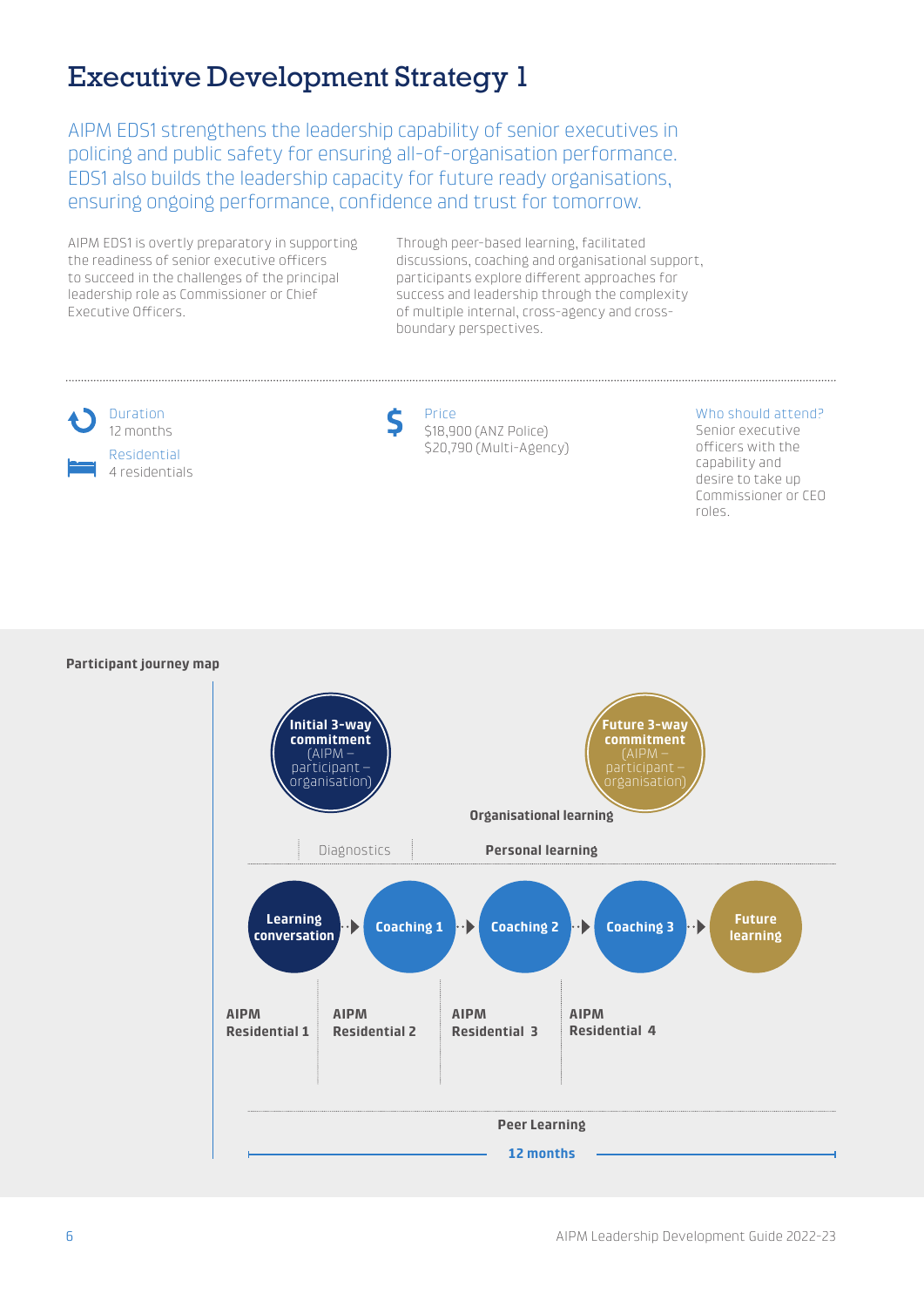# Executive Development Strategy 1

AIPM EDS1 strengthens the leadership capability of senior executives in policing and public safety for ensuring all-of-organisation performance. EDS1 also builds the leadership capacity for future ready organisations, ensuring ongoing performance, confidence and trust for tomorrow.

AIPM EDS1 is overtly preparatory in supporting the readiness of senior executive officers to succeed in the challenges of the principal leadership role as Commissioner or Chief Executive Officers.

Through peer-based learning, facilitated discussions, coaching and organisational support, participants explore different approaches for success and leadership through the complexity of multiple internal, cross-agency and cross-boundary perspectives.

**Duration**
12 months

**Residential**
4 residentials

**Price**
$18,900 (ANZ Police)
$20,790 (Multi-Agency)

**Who should attend?**
Senior executive officers with the capability and desire to take up Commissioner or CEO roles.

**Participant journey map**

- **Initial 3-way commitment** (AIPM – participant – organisation)
- **Future 3-way commitment** (AIPM – participant – organisation)
- **Organisational learning**
- Diagnostics
- **Personal learning**
- **Learning conversation** → **Coaching 1** → **Coaching 2** → **Coaching 3** → **Future learning**
- **AIPM Residential 1** | **AIPM Residential 2** | **AIPM Residential 3** | **AIPM Residential 4**
- **Peer Learning**
- **12 months**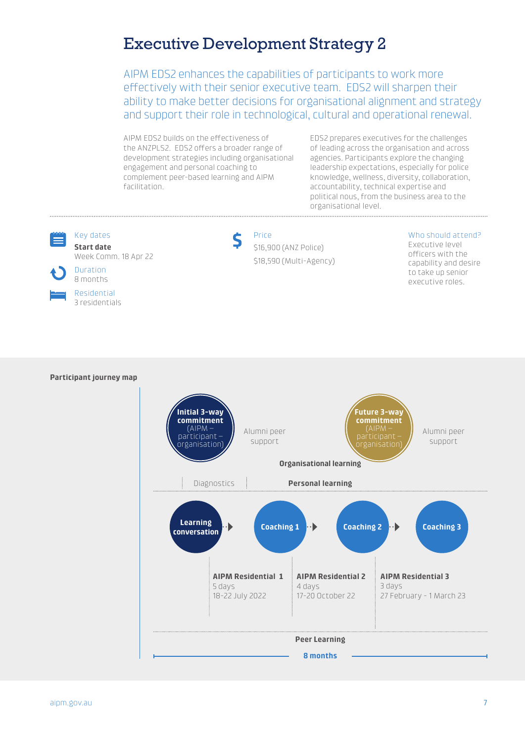# Executive Development Strategy 2

AIPM EDS2 enhances the capabilities of participants to work more effectively with their senior executive team. EDS2 will sharpen their ability to make better decisions for organisational alignment and strategy and support their role in technological, cultural and operational renewal.

AIPM EDS2 builds on the effectiveness of the ANZPLS2. EDS2 offers a broader range of development strategies including organisational engagement and personal coaching to complement peer-based learning and AIPM facilitation.

EDS2 prepares executives for the challenges of leading across the organisation and across agencies. Participants explore the changing leadership expectations, especially for police knowledge, wellness, diversity, collaboration, accountability, technical expertise and political nous, from the business area to the organisational level.

**Key dates**

**Start date**
Week Comm. 18 Apr 22

**Duration**
8 months

**Residential**
3 residentials

**Price**
$16,900 (ANZ Police)
$18,590 (Multi-Agency)

**Who should attend?**
Executive level officers with the capability and desire to take up senior executive roles.

**Participant journey map**

- **Initial 3-way commitment** (AIPM – participant – organisation)
- Alumni peer support
- **Future 3-way commitment** (AIPM – participant – organisation)
- Alumni peer support
- **Organisational learning**
- Diagnostics
- **Personal learning**
- **Learning conversation** → **Coaching 1** → **Coaching 2** → **Coaching 3**
- **AIPM Residential 1** – 5 days – 18-22 July 2022
- **AIPM Residential 2** – 4 days – 17-20 October 22
- **AIPM Residential 3** – 3 days – 27 February - 1 March 23
- **Peer Learning**
- **8 months**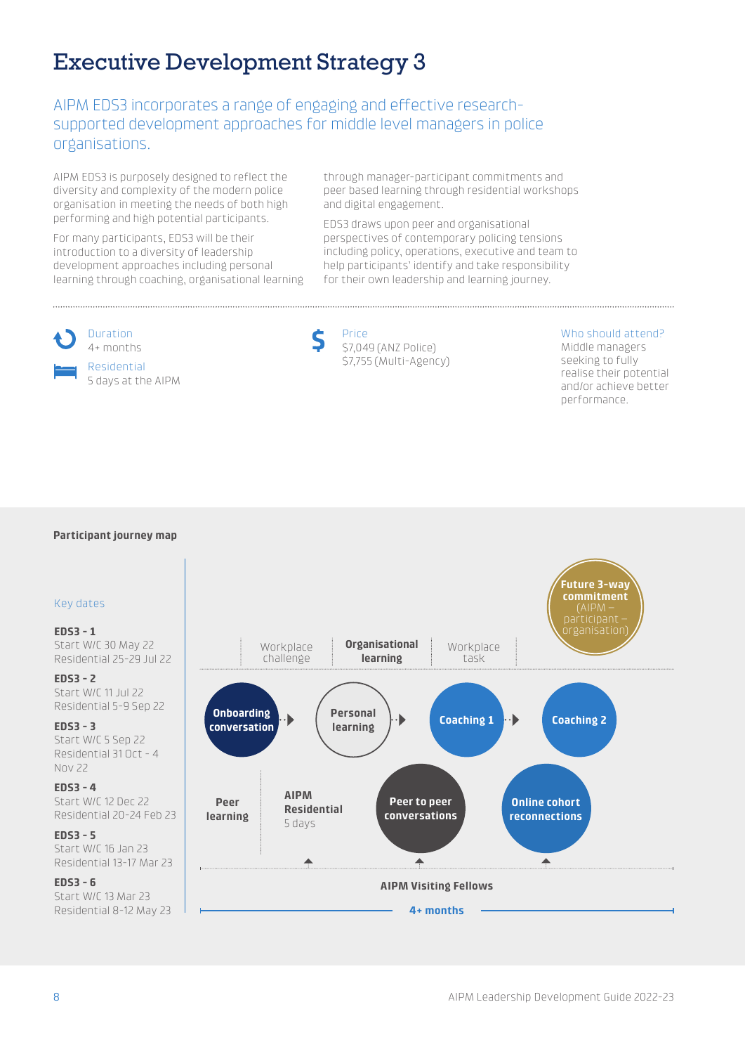# Executive Development Strategy 3

## AIPM EDS3 incorporates a range of engaging and effective research-supported development approaches for middle level managers in police organisations.

AIPM EDS3 is purposely designed to reflect the diversity and complexity of the modern police organisation in meeting the needs of both high performing and high potential participants.

For many participants, EDS3 will be their introduction to a diversity of leadership development approaches including personal learning through coaching, organisational learning through manager-participant commitments and peer based learning through residential workshops and digital engagement.

EDS3 draws upon peer and organisational perspectives of contemporary policing tensions including policy, operations, executive and team to help participants' identify and take responsibility for their own leadership and learning journey.

**Duration**
4+ months

**Residential**
5 days at the AIPM

**Price**
$7,049 (ANZ Police)
$7,755 (Multi-Agency)

**Who should attend?**
Middle managers seeking to fully realise their potential and/or achieve better performance.

### Participant journey map

**Key dates**

**EDS3 - 1**
Start W/C 30 May 22
Residential 25-29 Jul 22

**EDS3 - 2**
Start W/C 11 Jul 22
Residential 5-9 Sep 22

**EDS3 - 3**
Start W/C 5 Sep 22
Residential 31 Oct - 4 Nov 22

**EDS3 - 4**
Start W/C 12 Dec 22
Residential 20-24 Feb 23

**EDS3 - 5**
Start W/C 16 Jan 23
Residential 13-17 Mar 23

**EDS3 - 6**
Start W/C 13 Mar 23
Residential 8-12 May 23

Workplace challenge | **Organisational learning** | Workplace task | **Future 3-way commitment** (AIPM – participant – organisation)

**Onboarding conversation** → **Personal learning** → **Coaching 1** → **Coaching 2**

**Peer learning** | **AIPM Residential** 5 days | **Peer to peer conversations** | **Online cohort reconnections**

**AIPM Visiting Fellows**

**4+ months**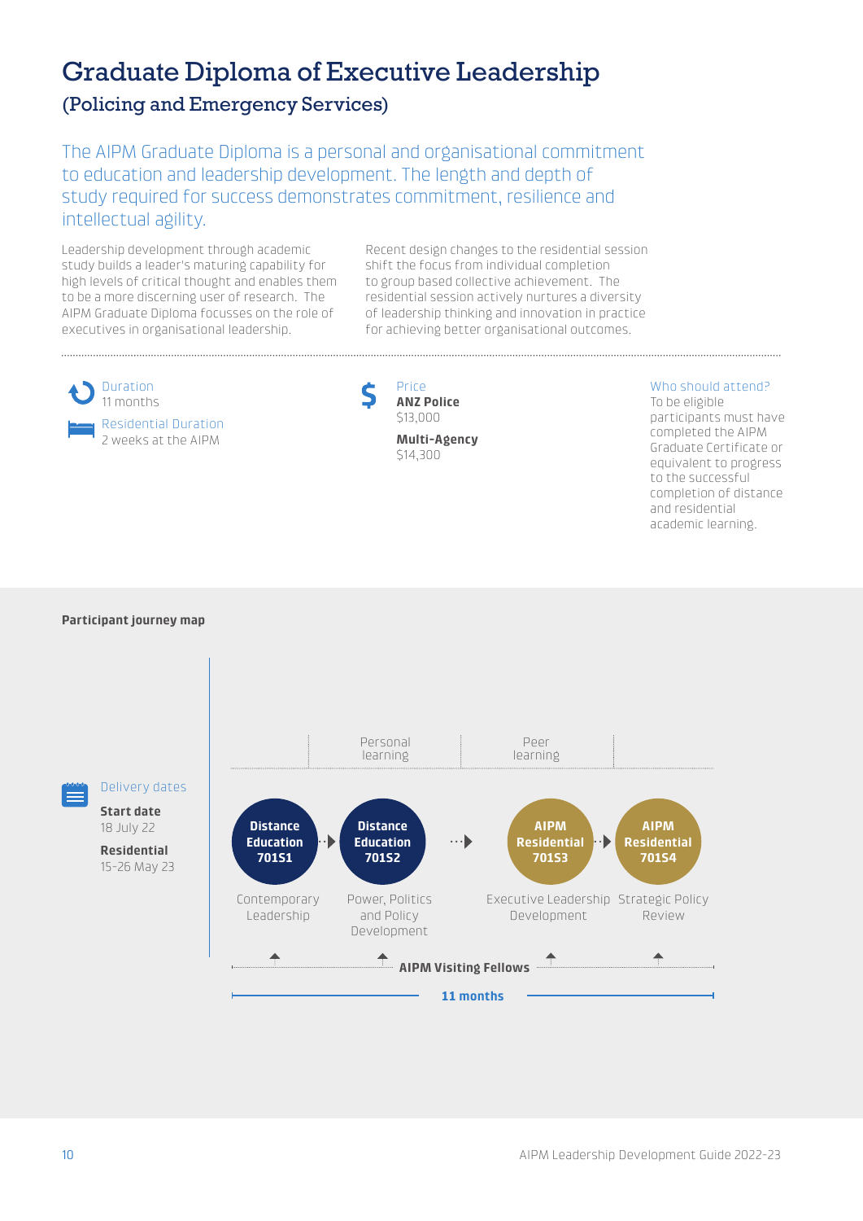# Graduate Diploma of Executive Leadership

## (Policing and Emergency Services)

The AIPM Graduate Diploma is a personal and organisational commitment to education and leadership development. The length and depth of study required for success demonstrates commitment, resilience and intellectual agility.

Leadership development through academic study builds a leader's maturing capability for high levels of critical thought and enables them to be a more discerning user of research. The AIPM Graduate Diploma focusses on the role of executives in organisational leadership.

Recent design changes to the residential session shift the focus from individual completion to group based collective achievement. The residential session actively nurtures a diversity of leadership thinking and innovation in practice for achieving better organisational outcomes.

**Duration**
11 months

**Residential Duration**
2 weeks at the AIPM

**Price**

**ANZ Police**
$13,000

**Multi-Agency**
$14,300

**Who should attend?**
To be eligible participants must have completed the AIPM Graduate Certificate or equivalent to progress to the successful completion of distance and residential academic learning.

### Participant journey map

**Delivery dates**

**Start date**
18 July 22

**Residential**
15-26 May 23

Personal learning → Peer learning

| Distance Education 701S1 | Distance Education 701S2 | AIPM Residential 701S3 | AIPM Residential 701S4 |
|---|---|---|---|
| Contemporary Leadership | Power, Politics and Policy Development | Executive Leadership Development | Strategic Policy Review |

**AIPM Visiting Fellows**

**11 months**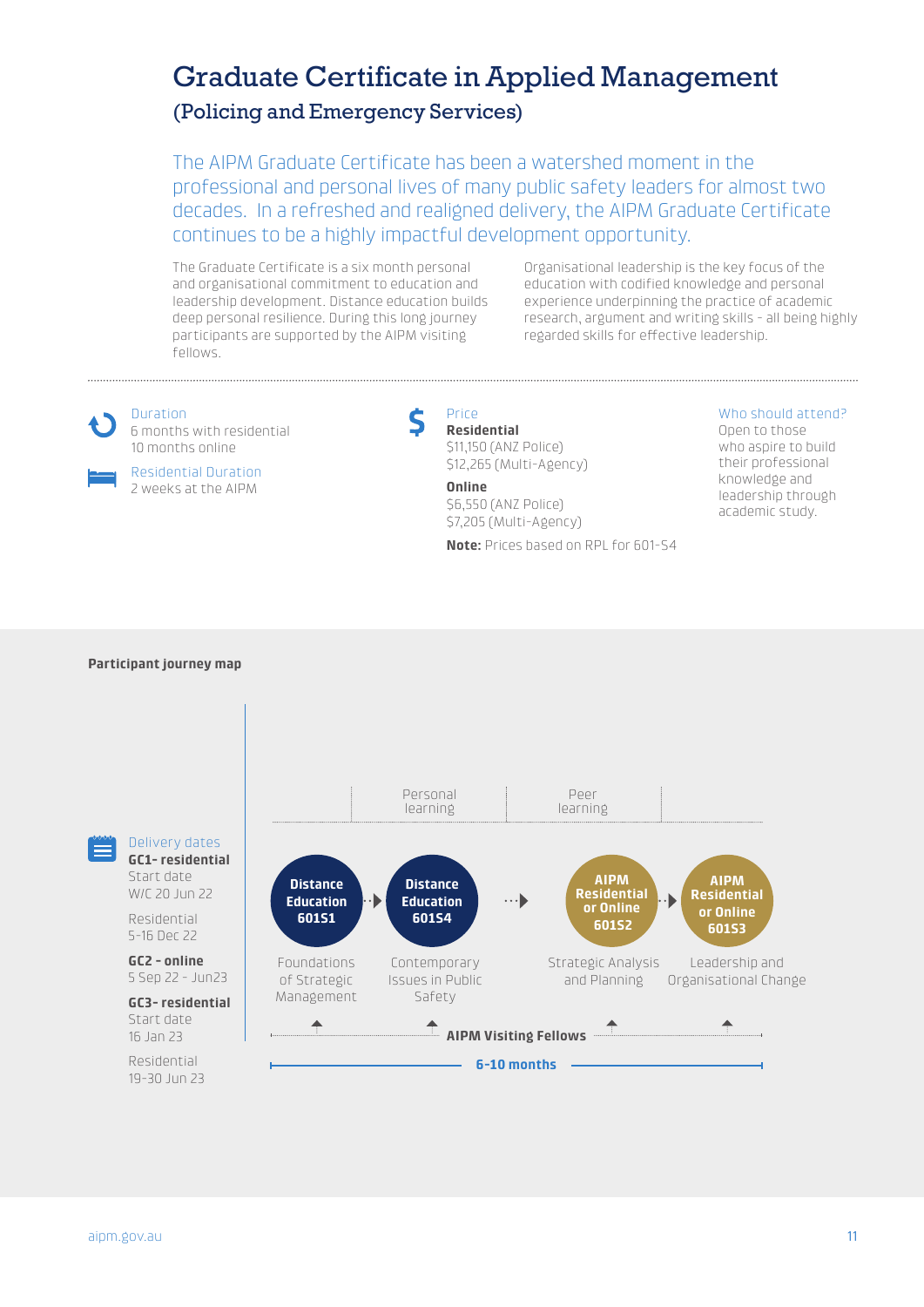# Graduate Certificate in Applied Management

## (Policing and Emergency Services)

The AIPM Graduate Certificate has been a watershed moment in the professional and personal lives of many public safety leaders for almost two decades. In a refreshed and realigned delivery, the AIPM Graduate Certificate continues to be a highly impactful development opportunity.

The Graduate Certificate is a six month personal and organisational commitment to education and leadership development. Distance education builds deep personal resilience. During this long journey participants are supported by the AIPM visiting fellows.

Organisational leadership is the key focus of the education with codified knowledge and personal experience underpinning the practice of academic research, argument and writing skills - all being highly regarded skills for effective leadership.

---

**Duration**
6 months with residential
10 months online

**Residential Duration**
2 weeks at the AIPM

**Price**

**Residential**
$11,150 (ANZ Police)
$12,265 (Multi-Agency)

**Online**
$6,550 (ANZ Police)
$7,205 (Multi-Agency)

**Note:** Prices based on RPL for 601-S4

**Who should attend?**
Open to those who aspire to build their professional knowledge and leadership through academic study.

### Participant journey map

**Delivery dates**

**GC1- residential**
Start date
W/C 20 Jun 22

Residential
5-16 Dec 22

**GC2 - online**
5 Sep 22 - Jun23

**GC3- residential**
Start date
16 Jan 23

Residential
19-30 Jun 23

Personal learning → Peer learning

- **Distance Education 601S1** – Foundations of Strategic Management
- **Distance Education 601S4** – Contemporary Issues in Public Safety
- **AIPM Residential or Online 601S2** – Strategic Analysis and Planning
- **AIPM Residential or Online 601S3** – Leadership and Organisational Change

**AIPM Visiting Fellows**

**6-10 months**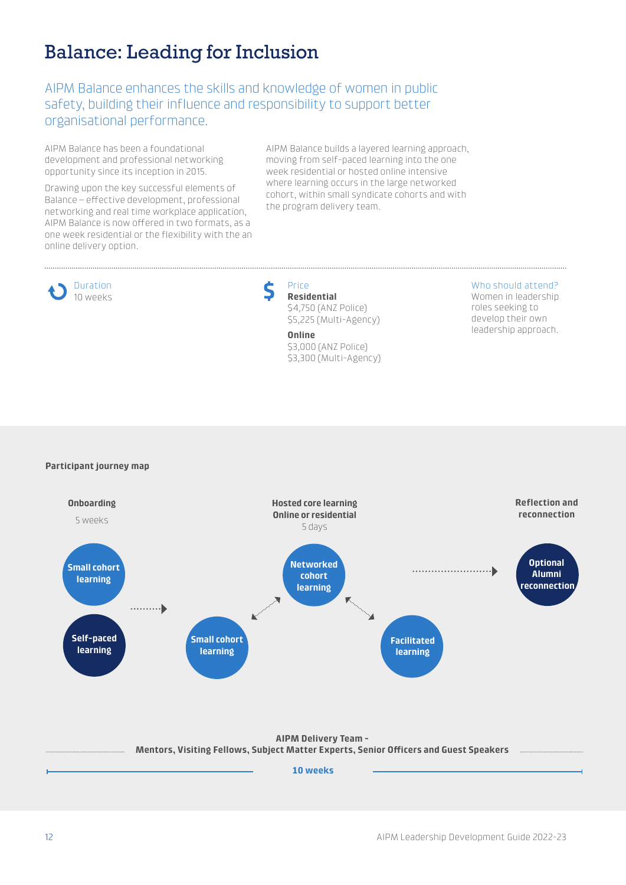# Balance: Leading for Inclusion

AIPM Balance enhances the skills and knowledge of women in public safety, building their influence and responsibility to support better organisational performance.

AIPM Balance has been a foundational development and professional networking opportunity since its inception in 2015.

Drawing upon the key successful elements of Balance – effective development, professional networking and real time workplace application, AIPM Balance is now offered in two formats, as a one week residential or the flexibility with the an online delivery option.

AIPM Balance builds a layered learning approach, moving from self-paced learning into the one week residential or hosted online intensive where learning occurs in the large networked cohort, within small syndicate cohorts and with the program delivery team.

**Duration**
10 weeks

**Price**

**Residential**
$4,750 (ANZ Police)
$5,225 (Multi-Agency)

**Online**
$3,000 (ANZ Police)
$3,300 (Multi-Agency)

**Who should attend?**
Women in leadership roles seeking to develop their own leadership approach.

**Participant journey map**

**Onboarding**
5 weeks

- Small cohort learning
- Self-paced learning

**Hosted core learning**
**Online or residential**
5 days

- Small cohort learning
- Networked cohort learning
- Facilitated learning

**Reflection and reconnection**

- Optional Alumni reconnection

**AIPM Delivery Team -**
**Mentors, Visiting Fellows, Subject Matter Experts, Senior Officers and Guest Speakers**

**10 weeks**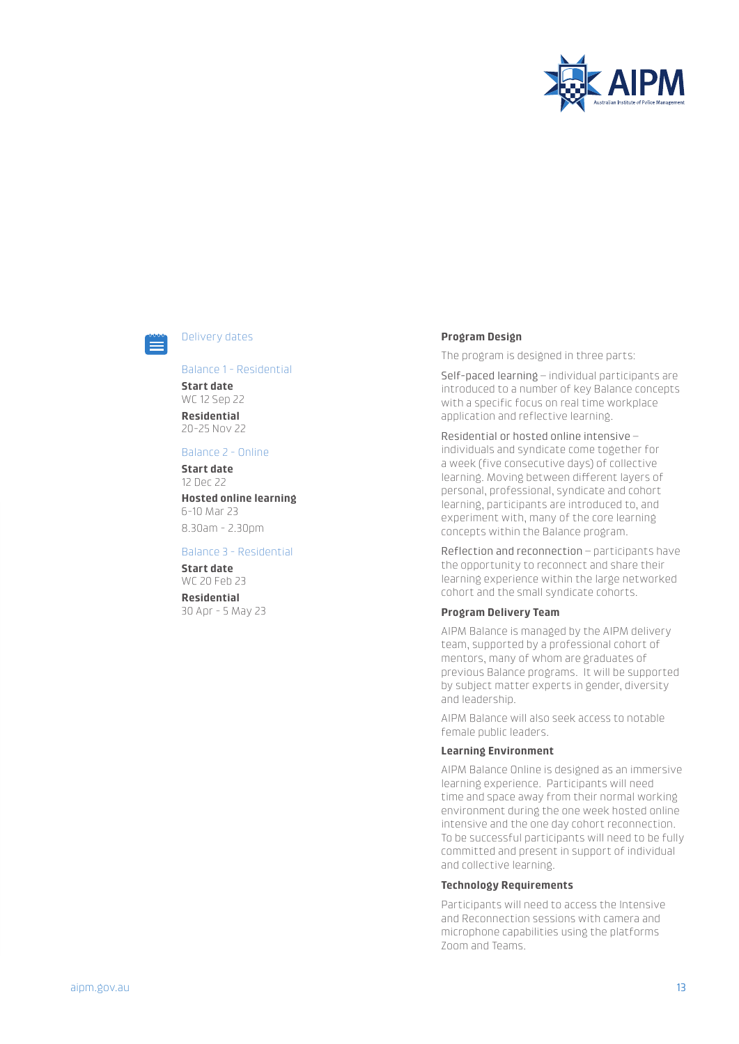## Delivery dates

### Balance 1 - Residential

**Start date**
WC 12 Sep 22

**Residential**
20-25 Nov 22

### Balance 2 - Online

**Start date**
12 Dec 22

**Hosted online learning**
6-10 Mar 23

8.30am - 2.30pm

### Balance 3 - Residential

**Start date**
WC 20 Feb 23

**Residential**
30 Apr - 5 May 23

## Program Design

The program is designed in three parts:

Self-paced learning – individual participants are introduced to a number of key Balance concepts with a specific focus on real time workplace application and reflective learning.

Residential or hosted online intensive – individuals and syndicate come together for a week (five consecutive days) of collective learning. Moving between different layers of personal, professional, syndicate and cohort learning, participants are introduced to, and experiment with, many of the core learning concepts within the Balance program.

Reflection and reconnection – participants have the opportunity to reconnect and share their learning experience within the large networked cohort and the small syndicate cohorts.

## Program Delivery Team

AIPM Balance is managed by the AIPM delivery team, supported by a professional cohort of mentors, many of whom are graduates of previous Balance programs. It will be supported by subject matter experts in gender, diversity and leadership.

AIPM Balance will also seek access to notable female public leaders.

## Learning Environment

AIPM Balance Online is designed as an immersive learning experience. Participants will need time and space away from their normal working environment during the one week hosted online intensive and the one day cohort reconnection. To be successful participants will need to be fully committed and present in support of individual and collective learning.

## Technology Requirements

Participants will need to access the Intensive and Reconnection sessions with camera and microphone capabilities using the platforms Zoom and Teams.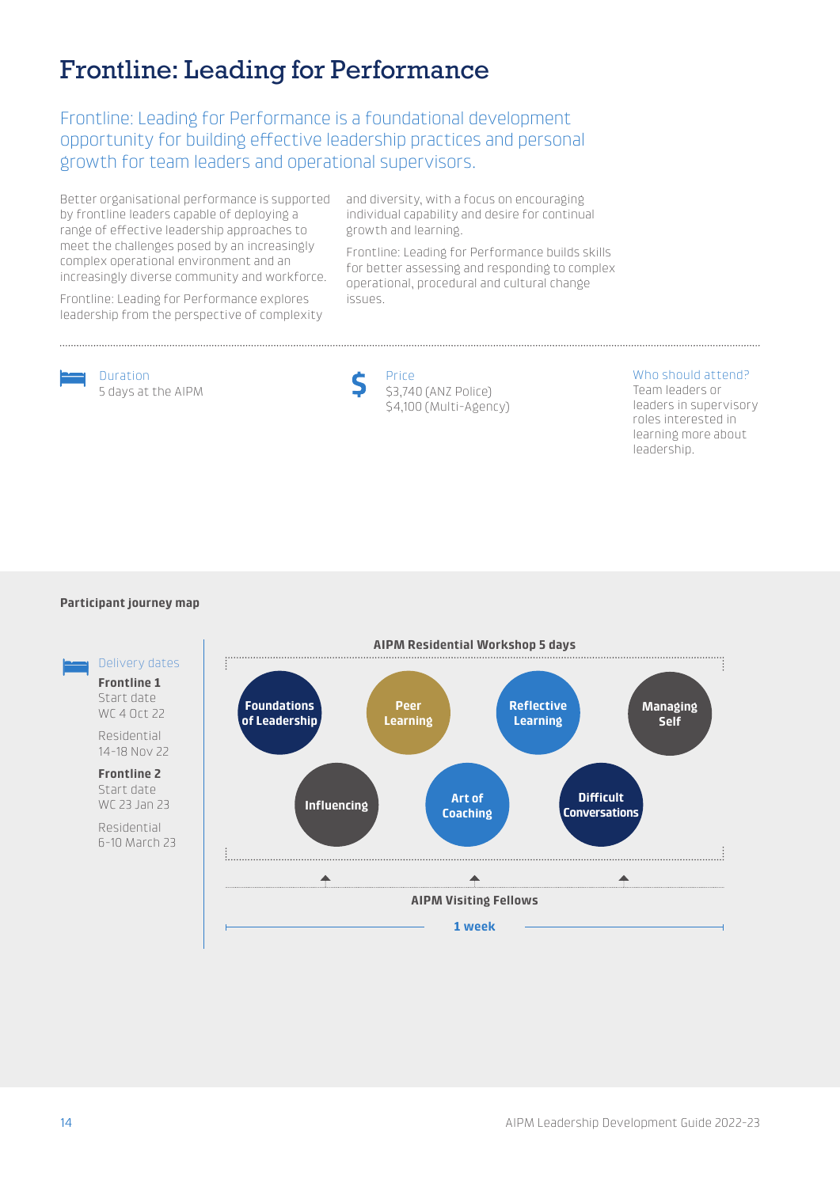# Frontline: Leading for Performance

Frontline: Leading for Performance is a foundational development opportunity for building effective leadership practices and personal growth for team leaders and operational supervisors.

Better organisational performance is supported by frontline leaders capable of deploying a range of effective leadership approaches to meet the challenges posed by an increasingly complex operational environment and an increasingly diverse community and workforce.

Frontline: Leading for Performance explores leadership from the perspective of complexity and diversity, with a focus on encouraging individual capability and desire for continual growth and learning.

Frontline: Leading for Performance builds skills for better assessing and responding to complex operational, procedural and cultural change issues.

**Duration**
5 days at the AIPM

**Price**
$3,740 (ANZ Police)
$4,100 (Multi-Agency)

**Who should attend?**
Team leaders or leaders in supervisory roles interested in learning more about leadership.

**Participant journey map**

**Delivery dates**

**Frontline 1**
Start date
WC 4 Oct 22

Residential
14-18 Nov 22

**Frontline 2**
Start date
WC 23 Jan 23

Residential
6-10 March 23

**AIPM Residential Workshop 5 days**

- Foundations of Leadership
- Peer Learning
- Reflective Learning
- Managing Self
- Influencing
- Art of Coaching
- Difficult Conversations

**AIPM Visiting Fellows**

**1 week**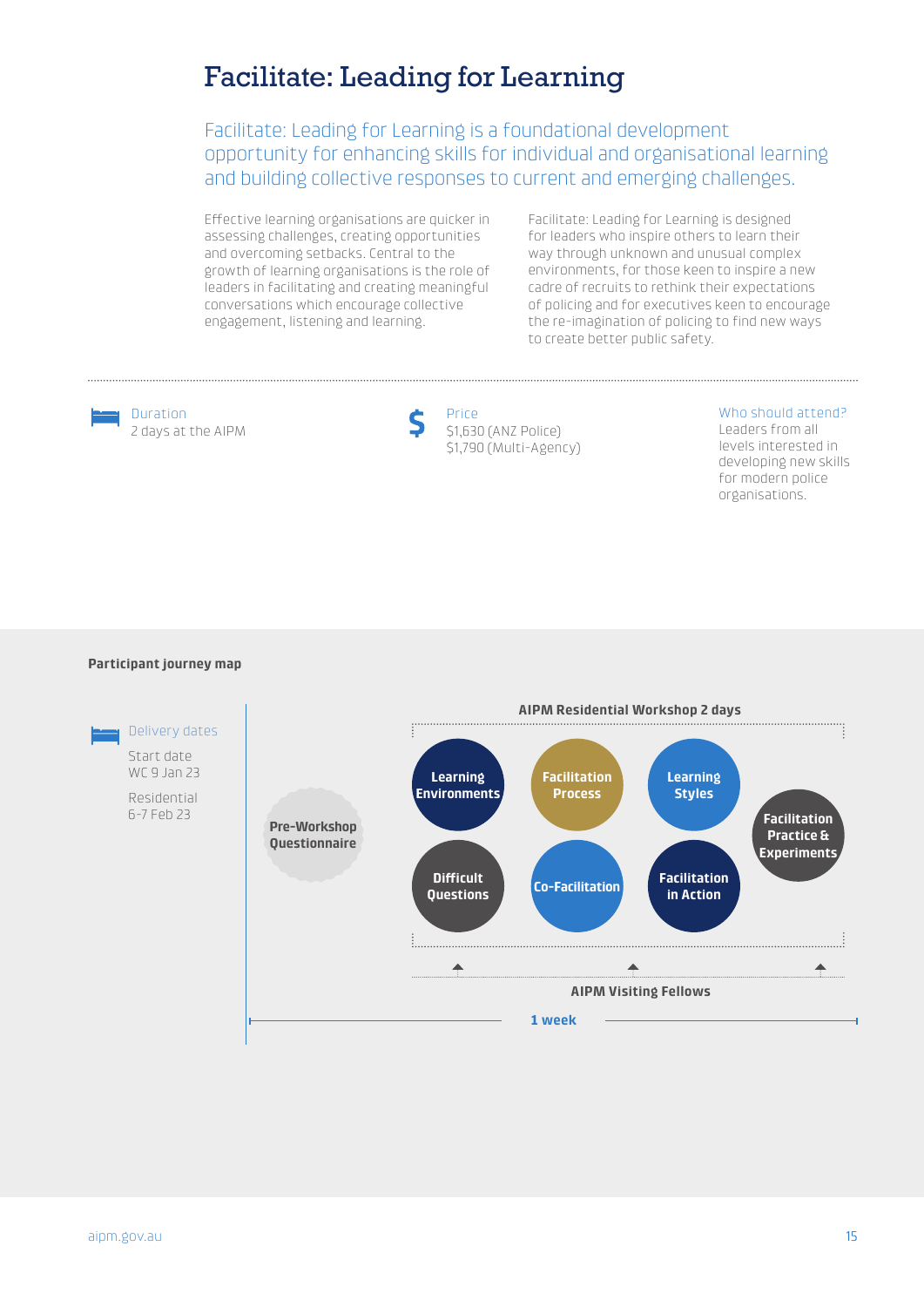# Facilitate: Leading for Learning

Facilitate: Leading for Learning is a foundational development opportunity for enhancing skills for individual and organisational learning and building collective responses to current and emerging challenges.

Effective learning organisations are quicker in assessing challenges, creating opportunities and overcoming setbacks. Central to the growth of learning organisations is the role of leaders in facilitating and creating meaningful conversations which encourage collective engagement, listening and learning.

Facilitate: Leading for Learning is designed for leaders who inspire others to learn their way through unknown and unusual complex environments, for those keen to inspire a new cadre of recruits to rethink their expectations of policing and for executives keen to encourage the re-imagination of policing to find new ways to create better public safety.

**Duration**
2 days at the AIPM

**Price**
$1,630 (ANZ Police)
$1,790 (Multi-Agency)

**Who should attend?**
Leaders from all levels interested in developing new skills for modern police organisations.

## Participant journey map

**Delivery dates**

Start date
WC 9 Jan 23

Residential
6-7 Feb 23

Pre-Workshop Questionnaire

**AIPM Residential Workshop 2 days**

- Learning Environments
- Facilitation Process
- Learning Styles
- Difficult Questions
- Co-Facilitation
- Facilitation in Action
- Facilitation Practice & Experiments

**AIPM Visiting Fellows**

**1 week**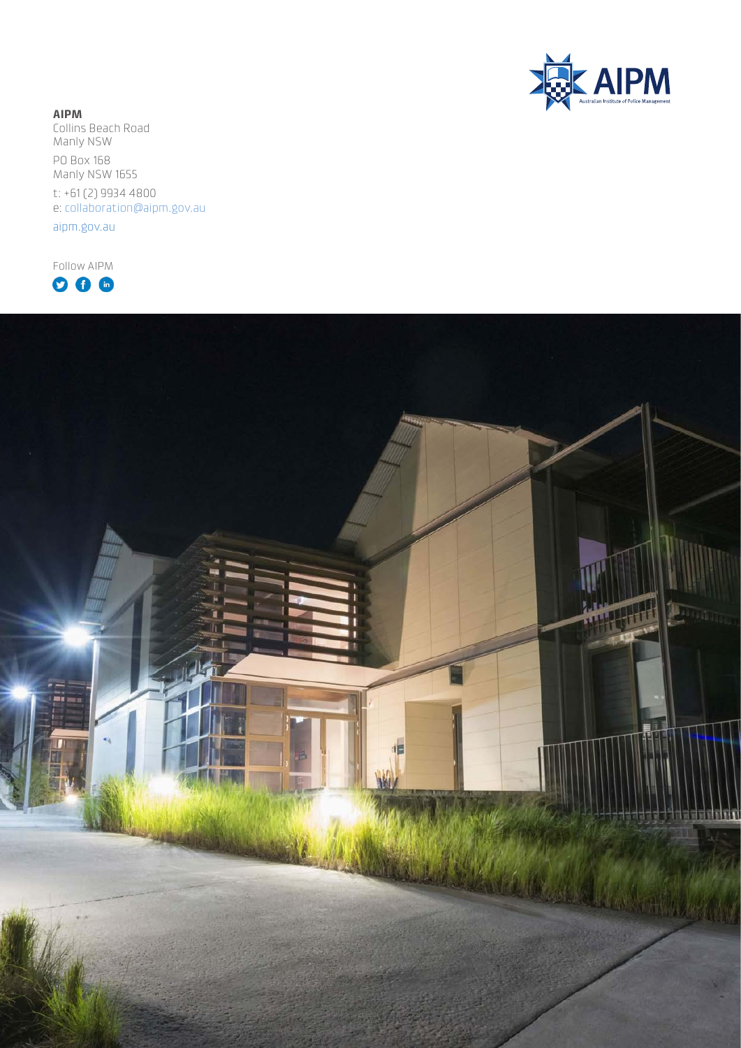**AIPM**
Collins Beach Road
Manly NSW

PO Box 168
Manly NSW 1655

t: +61 (2) 9934 4800
e: collaboration@aipm.gov.au

aipm.gov.au

Follow AIPM